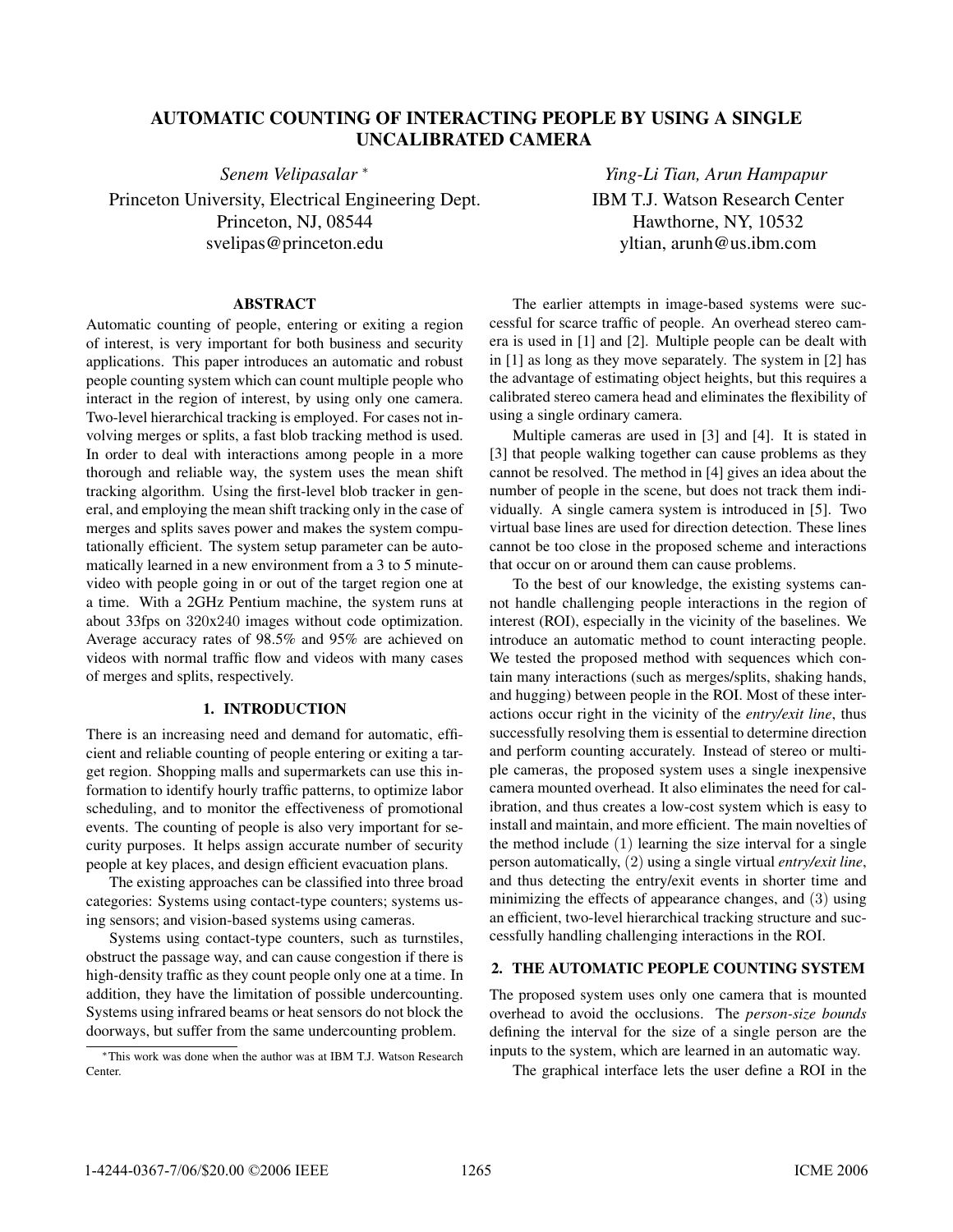# AUTOMATIC COUNTING OF INTERACTING PEOPLE BY USING A SINGLE UNCALIBRATED CAMERA

*Senem Velipasalar* [*]

Princeton University, Electrical Engineering Dept.
Princeton, NJ, 08544
svelipas@princeton.edu

*Ying-Li Tian, Arun Hampapur*

IBM T.J. Watson Research Center
Hawthorne, NY, 10532
yltian, arunh@us.ibm.com

## ABSTRACT

Automatic counting of people, entering or exiting a region of interest, is very important for both business and security applications. This paper introduces an automatic and robust people counting system which can count multiple people who interact in the region of interest, by using only one camera. Two-level hierarchical tracking is employed. For cases not involving merges or splits, a fast blob tracking method is used. In order to deal with interactions among people in a more thorough and reliable way, the system uses the mean shift tracking algorithm. Using the first-level blob tracker in general, and employing the mean shift tracking only in the case of merges and splits saves power and makes the system computationally efficient. The system setup parameter can be automatically learned in a new environment from a 3 to 5 minute-video with people going in or out of the target region one at a time. With a 2GHz Pentium machine, the system runs at about 33fps on 320x240 images without code optimization. Average accuracy rates of 98.5% and 95% are achieved on videos with normal traffic flow and videos with many cases of merges and splits, respectively.

## 1. INTRODUCTION

There is an increasing need and demand for automatic, efficient and reliable counting of people entering or exiting a target region. Shopping malls and supermarkets can use this information to identify hourly traffic patterns, to optimize labor scheduling, and to monitor the effectiveness of promotional events. The counting of people is also very important for security purposes. It helps assign accurate number of security people at key places, and design efficient evacuation plans.

The existing approaches can be classified into three broad categories: Systems using contact-type counters; systems using sensors; and vision-based systems using cameras.

Systems using contact-type counters, such as turnstiles, obstruct the passage way, and can cause congestion if there is high-density traffic as they count people only one at a time. In addition, they have the limitation of possible undercounting. Systems using infrared beams or heat sensors do not block the doorways, but suffer from the same undercounting problem.

The earlier attempts in image-based systems were successful for scarce traffic of people. An overhead stereo camera is used in [1] and [2]. Multiple people can be dealt with in [1] as long as they move separately. The system in [2] has the advantage of estimating object heights, but this requires a calibrated stereo camera head and eliminates the flexibility of using a single ordinary camera.

Multiple cameras are used in [3] and [4]. It is stated in [3] that people walking together can cause problems as they cannot be resolved. The method in [4] gives an idea about the number of people in the scene, but does not track them individually. A single camera system is introduced in [5]. Two virtual base lines are used for direction detection. These lines cannot be too close in the proposed scheme and interactions that occur on or around them can cause problems.

To the best of our knowledge, the existing systems cannot handle challenging people interactions in the region of interest (ROI), especially in the vicinity of the baselines. We introduce an automatic method to count interacting people. We tested the proposed method with sequences which contain many interactions (such as merges/splits, shaking hands, and hugging) between people in the ROI. Most of these interactions occur right in the vicinity of the *entry/exit line*, thus successfully resolving them is essential to determine direction and perform counting accurately. Instead of stereo or multiple cameras, the proposed system uses a single inexpensive camera mounted overhead. It also eliminates the need for calibration, and thus creates a low-cost system which is easy to install and maintain, and more efficient. The main novelties of the method include (1) learning the size interval for a single person automatically, (2) using a single virtual *entry/exit line*, and thus detecting the entry/exit events in shorter time and minimizing the effects of appearance changes, and (3) using an efficient, two-level hierarchical tracking structure and successfully handling challenging interactions in the ROI.

## 2. THE AUTOMATIC PEOPLE COUNTING SYSTEM

The proposed system uses only one camera that is mounted overhead to avoid the occlusions. The *person-size bounds* defining the interval for the size of a single person are the inputs to the system, which are learned in an automatic way.

The graphical interface lets the user define a ROI in the

[*] This work was done when the author was at IBM T.J. Watson Research Center.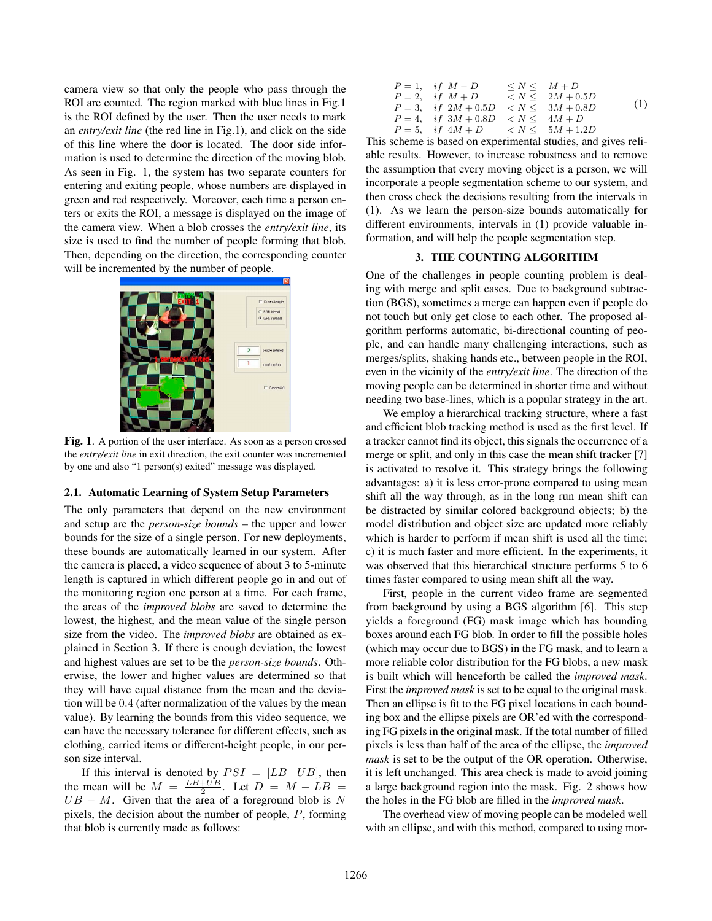camera view so that only the people who pass through the ROI are counted. The region marked with blue lines in Fig.1 is the ROI defined by the user. Then the user needs to mark an *entry/exit line* (the red line in Fig.1), and click on the side of this line where the door is located. The door side information is used to determine the direction of the moving blob. As seen in Fig. 1, the system has two separate counters for entering and exiting people, whose numbers are displayed in green and red respectively. Moreover, each time a person enters or exits the ROI, a message is displayed on the image of the camera view. When a blob crosses the *entry/exit line*, its size is used to find the number of people forming that blob. Then, depending on the direction, the corresponding counter will be incremented by the number of people.

**Fig. 1**. A portion of the user interface. As soon as a person crossed the *entry/exit line* in exit direction, the exit counter was incremented by one and also "1 person(s) exited" message was displayed.

### 2.1. Automatic Learning of System Setup Parameters

The only parameters that depend on the new environment and setup are the *person-size bounds* – the upper and lower bounds for the size of a single person. For new deployments, these bounds are automatically learned in our system. After the camera is placed, a video sequence of about 3 to 5-minute length is captured in which different people go in and out of the monitoring region one person at a time. For each frame, the areas of the *improved blobs* are saved to determine the lowest, the highest, and the mean value of the single person size from the video. The *improved blobs* are obtained as explained in Section 3. If there is enough deviation, the lowest and highest values are set to be the *person-size bounds*. Otherwise, the lower and higher values are determined so that they will have equal distance from the mean and the deviation will be $0.4$ (after normalization of the values by the mean value). By learning the bounds from this video sequence, we can have the necessary tolerance for different effects, such as clothing, carried items or different-height people, in our person size interval.

If this interval is denoted by $PSI = [LB \quad UB]$, then the mean will be $M = \frac{LB+UB}{2}$. Let $D = M - LB = UB - M$. Given that the area of a foreground blob is $N$ pixels, the decision about the number of people, $P$, forming that blob is currently made as follows:

$$
\begin{array}{llll}
P=1, & if \;\; M-D & \leq N \leq & M+D \\
P=2, & if \;\; M+D & < N \leq & 2M+0.5D \\
P=3, & if \;\; 2M+0.5D & < N \leq & 3M+0.8D \\
P=4, & if \;\; 3M+0.8D & < N \leq & 4M+D \\
P=5, & if \;\; 4M+D & < N \leq & 5M+1.2D
\end{array}
\tag{1}
$$

This scheme is based on experimental studies, and gives reliable results. However, to increase robustness and to remove the assumption that every moving object is a person, we will incorporate a people segmentation scheme to our system, and then cross check the decisions resulting from the intervals in (1). As we learn the person-size bounds automatically for different environments, intervals in (1) provide valuable information, and will help the people segmentation step.

## 3. THE COUNTING ALGORITHM

One of the challenges in people counting problem is dealing with merge and split cases. Due to background subtraction (BGS), sometimes a merge can happen even if people do not touch but only get close to each other. The proposed algorithm performs automatic, bi-directional counting of people, and can handle many challenging interactions, such as merges/splits, shaking hands etc., between people in the ROI, even in the vicinity of the *entry/exit line*. The direction of the moving people can be determined in shorter time and without needing two base-lines, which is a popular strategy in the art.

We employ a hierarchical tracking structure, where a fast and efficient blob tracking method is used as the first level. If a tracker cannot find its object, this signals the occurrence of a merge or split, and only in this case the mean shift tracker [7] is activated to resolve it. This strategy brings the following advantages: a) it is less error-prone compared to using mean shift all the way through, as in the long run mean shift can be distracted by similar colored background objects; b) the model distribution and object size are updated more reliably which is harder to perform if mean shift is used all the time; c) it is much faster and more efficient. In the experiments, it was observed that this hierarchical structure performs 5 to 6 times faster compared to using mean shift all the way.

First, people in the current video frame are segmented from background by using a BGS algorithm [6]. This step yields a foreground (FG) mask image which has bounding boxes around each FG blob. In order to fill the possible holes (which may occur due to BGS) in the FG mask, and to learn a more reliable color distribution for the FG blobs, a new mask is built which will henceforth be called the *improved mask*. First the *improved mask* is set to be equal to the original mask. Then an ellipse is fit to the FG pixel locations in each bounding box and the ellipse pixels are OR'ed with the corresponding FG pixels in the original mask. If the total number of filled pixels is less than half of the area of the ellipse, the *improved mask* is set to be the output of the OR operation. Otherwise, it is left unchanged. This area check is made to avoid joining a large background region into the mask. Fig. 2 shows how the holes in the FG blob are filled in the *improved mask*.

The overhead view of moving people can be modeled well with an ellipse, and with this method, compared to using mor-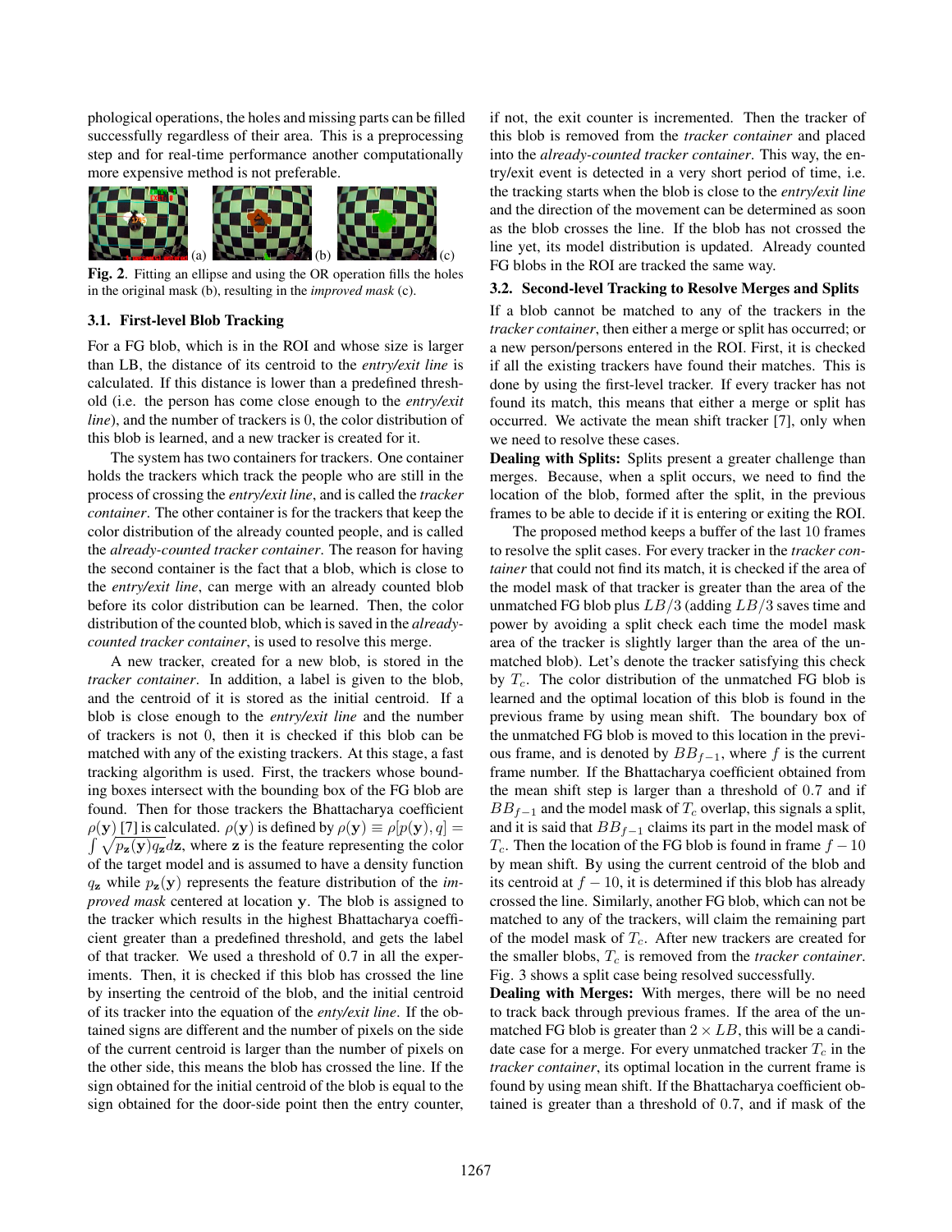phological operations, the holes and missing parts can be filled successfully regardless of their area. This is a preprocessing step and for real-time performance another computationally more expensive method is not preferable.

**Fig. 2**. Fitting an ellipse and using the OR operation fills the holes in the original mask (b), resulting in the *improved mask* (c).

### 3.1. First-level Blob Tracking

For a FG blob, which is in the ROI and whose size is larger than LB, the distance of its centroid to the *entry/exit line* is calculated. If this distance is lower than a predefined threshold (i.e. the person has come close enough to the *entry/exit line*), and the number of trackers is 0, the color distribution of this blob is learned, and a new tracker is created for it.

The system has two containers for trackers. One container holds the trackers which track the people who are still in the process of crossing the *entry/exit line*, and is called the *tracker container*. The other container is for the trackers that keep the color distribution of the already counted people, and is called the *already-counted tracker container*. The reason for having the second container is the fact that a blob, which is close to the *entry/exit line*, can merge with an already counted blob before its color distribution can be learned. Then, the color distribution of the counted blob, which is saved in the *already-counted tracker container*, is used to resolve this merge.

A new tracker, created for a new blob, is stored in the *tracker container*. In addition, a label is given to the blob, and the centroid of it is stored as the initial centroid. If a blob is close enough to the *entry/exit line* and the number of trackers is not 0, then it is checked if this blob can be matched with any of the existing trackers. At this stage, a fast tracking algorithm is used. First, the trackers whose bounding boxes intersect with the bounding box of the FG blob are found. Then for those trackers the Bhattacharya coefficient $\rho(\mathbf{y})$ [7] is calculated. $\rho(\mathbf{y})$ is defined by $\rho(\mathbf{y}) \equiv \rho[p(\mathbf{y}), q] = \int \sqrt{p_{\mathbf{z}}(\mathbf{y}) q_{\mathbf{z}}} d\mathbf{z}$, where $\mathbf{z}$ is the feature representing the color of the target model and is assumed to have a density function $q_{\mathbf{z}}$ while $p_{\mathbf{z}}(\mathbf{y})$ represents the feature distribution of the *improved mask* centered at location $\mathbf{y}$. The blob is assigned to the tracker which results in the highest Bhattacharya coefficient greater than a predefined threshold, and gets the label of that tracker. We used a threshold of 0.7 in all the experiments. Then, it is checked if this blob has crossed the line by inserting the centroid of the blob, and the initial centroid of its tracker into the equation of the *enty/exit line*. If the obtained signs are different and the number of pixels on the side of the current centroid is larger than the number of pixels on the other side, this means the blob has crossed the line. If the sign obtained for the initial centroid of the blob is equal to the sign obtained for the door-side point then the entry counter, if not, the exit counter is incremented. Then the tracker of this blob is removed from the *tracker container* and placed into the *already-counted tracker container*. This way, the entry/exit event is detected in a very short period of time, i.e. the tracking starts when the blob is close to the *entry/exit line* and the direction of the movement can be determined as soon as the blob crosses the line. If the blob has not crossed the line yet, its model distribution is updated. Already counted FG blobs in the ROI are tracked the same way.

### 3.2. Second-level Tracking to Resolve Merges and Splits

If a blob cannot be matched to any of the trackers in the *tracker container*, then either a merge or split has occurred; or a new person/persons entered in the ROI. First, it is checked if all the existing trackers have found their matches. This is done by using the first-level tracker. If every tracker has not found its match, this means that either a merge or split has occurred. We activate the mean shift tracker [7], only when we need to resolve these cases.

**Dealing with Splits:** Splits present a greater challenge than merges. Because, when a split occurs, we need to find the location of the blob, formed after the split, in the previous frames to be able to decide if it is entering or exiting the ROI.

The proposed method keeps a buffer of the last 10 frames to resolve the split cases. For every tracker in the *tracker container* that could not find its match, it is checked if the area of the model mask of that tracker is greater than the area of the unmatched FG blob plus $LB/3$ (adding $LB/3$ saves time and power by avoiding a split check each time the model mask area of the tracker is slightly larger than the area of the unmatched blob). Let's denote the tracker satisfying this check by $T_c$. The color distribution of the unmatched FG blob is learned and the optimal location of this blob is found in the previous frame by using mean shift. The boundary box of the unmatched FG blob is moved to this location in the previous frame, and is denoted by $BB_{f-1}$, where $f$ is the current frame number. If the Bhattacharya coefficient obtained from the mean shift step is larger than a threshold of 0.7 and if $BB_{f-1}$ and the model mask of $T_c$ overlap, this signals a split, and it is said that $BB_{f-1}$ claims its part in the model mask of $T_c$. Then the location of the FG blob is found in frame $f-10$ by mean shift. By using the current centroid of the blob and its centroid at $f-10$, it is determined if this blob has already crossed the line. Similarly, another FG blob, which can not be matched to any of the trackers, will claim the remaining part of the model mask of $T_c$. After new trackers are created for the smaller blobs, $T_c$ is removed from the *tracker container*. Fig. 3 shows a split case being resolved successfully.

**Dealing with Merges:** With merges, there will be no need to track back through previous frames. If the area of the unmatched FG blob is greater than $2 \times LB$, this will be a candidate case for a merge. For every unmatched tracker $T_c$ in the *tracker container*, its optimal location in the current frame is found by using mean shift. If the Bhattacharya coefficient obtained is greater than a threshold of 0.7, and if mask of the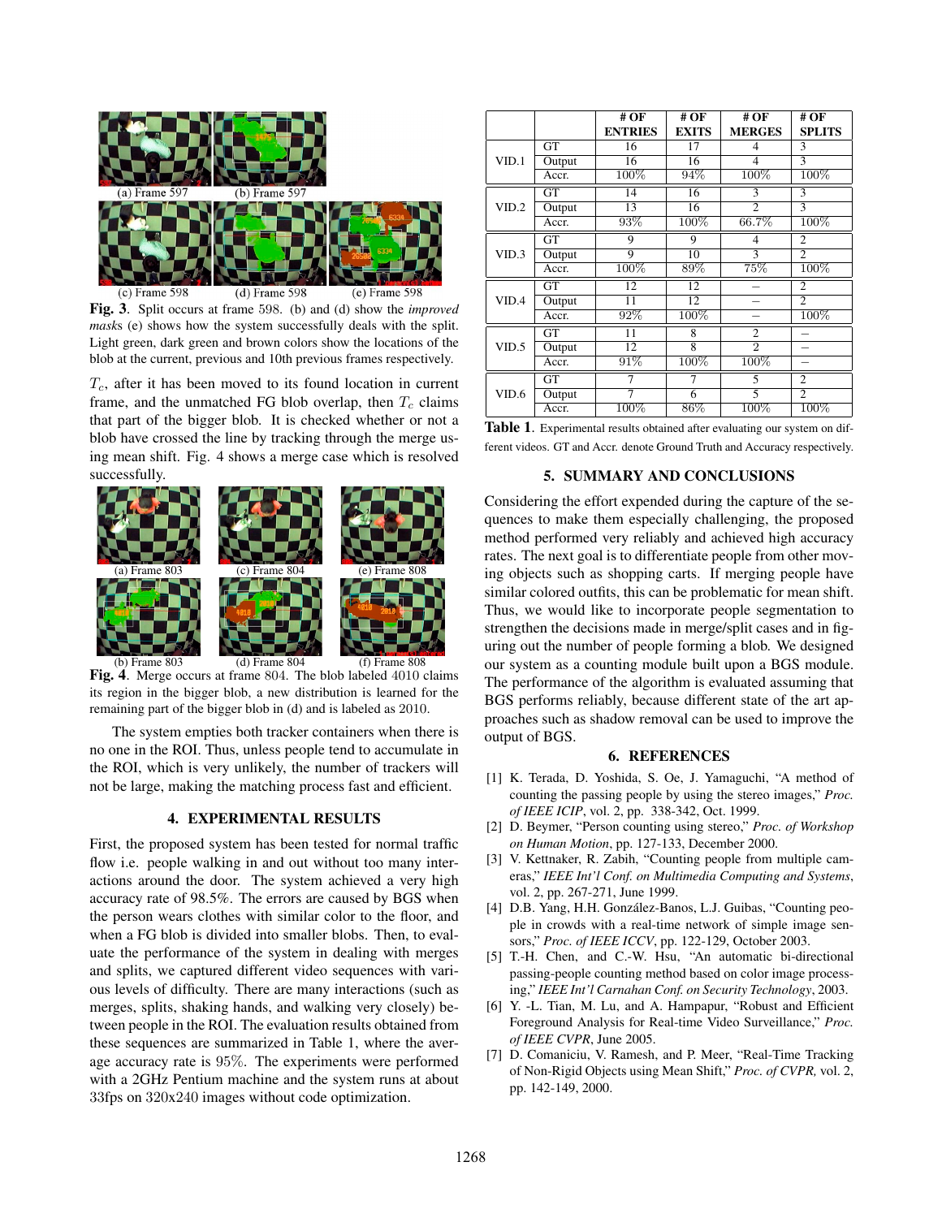(a) Frame 597 (b) Frame 597

(c) Frame 598 (d) Frame 598 (e) Frame 598

**Fig. 3**. Split occurs at frame 598. (b) and (d) show the *improved masks* (e) shows how the system successfully deals with the split. Light green, dark green and brown colors show the locations of the blob at the current, previous and 10th previous frames respectively.

$T_c$, after it has been moved to its found location in current frame, and the unmatched FG blob overlap, then $T_c$ claims that part of the bigger blob. It is checked whether or not a blob have crossed the line by tracking through the merge using mean shift. Fig. 4 shows a merge case which is resolved successfully.

(a) Frame 803 (c) Frame 804 (e) Frame 808

(b) Frame 803 (d) Frame 804 (f) Frame 808

**Fig. 4**. Merge occurs at frame 804. The blob labeled 4010 claims its region in the bigger blob, a new distribution is learned for the remaining part of the bigger blob in (d) and is labeled as 2010.

The system empties both tracker containers when there is no one in the ROI. Thus, unless people tend to accumulate in the ROI, which is very unlikely, the number of trackers will not be large, making the matching process fast and efficient.

## 4. EXPERIMENTAL RESULTS

First, the proposed system has been tested for normal traffic flow i.e. people walking in and out without too many interactions around the door. The system achieved a very high accuracy rate of 98.5%. The errors are caused by BGS when the person wears clothes with similar color to the floor, and when a FG blob is divided into smaller blobs. Then, to evaluate the performance of the system in dealing with merges and splits, we captured different video sequences with various levels of difficulty. There are many interactions (such as merges, splits, shaking hands, and walking very closely) between people in the ROI. The evaluation results obtained from these sequences are summarized in Table 1, where the average accuracy rate is 95%. The experiments were performed with a 2GHz Pentium machine and the system runs at about 33fps on 320x240 images without code optimization.

| | | # OF ENTRIES | # OF EXITS | # OF MERGES | # OF SPLITS |
|---|---|---|---|---|---|
| VID.1 | GT | 16 | 17 | 4 | 3 |
| | Output | 16 | 16 | 4 | 3 |
| | Accr. | 100% | 94% | 100% | 100% |
| VID.2 | GT | 14 | 16 | 3 | 3 |
| | Output | 13 | 16 | 2 | 3 |
| | Accr. | 93% | 100% | 66.7% | 100% |
| VID.3 | GT | 9 | 9 | 4 | 2 |
| | Output | 9 | 10 | 3 | 2 |
| | Accr. | 100% | 89% | 75% | 100% |
| VID.4 | GT | 12 | 12 | – | 2 |
| | Output | 11 | 12 | – | 2 |
| | Accr. | 92% | 100% | – | 100% |
| VID.5 | GT | 11 | 8 | 2 | – |
| | Output | 12 | 8 | 2 | – |
| | Accr. | 91% | 100% | 100% | – |
| VID.6 | GT | 7 | 7 | 5 | 2 |
| | Output | 7 | 6 | 5 | 2 |
| | Accr. | 100% | 86% | 100% | 100% |

**Table 1**. Experimental results obtained after evaluating our system on different videos. GT and Accr. denote Ground Truth and Accuracy respectively.

## 5. SUMMARY AND CONCLUSIONS

Considering the effort expended during the capture of the sequences to make them especially challenging, the proposed method performed very reliably and achieved high accuracy rates. The next goal is to differentiate people from other moving objects such as shopping carts. If merging people have similar colored outfits, this can be problematic for mean shift. Thus, we would like to incorporate people segmentation to strengthen the decisions made in merge/split cases and in figuring out the number of people forming a blob. We designed our system as a counting module built upon a BGS module. The performance of the algorithm is evaluated assuming that BGS performs reliably, because different state of the art approaches such as shadow removal can be used to improve the output of BGS.

## 6. REFERENCES

[1] K. Terada, D. Yoshida, S. Oe, J. Yamaguchi, "A method of counting the passing people by using the stereo images," *Proc. of IEEE ICIP*, vol. 2, pp. 338-342, Oct. 1999.

[2] D. Beymer, "Person counting using stereo," *Proc. of Workshop on Human Motion*, pp. 127-133, December 2000.

[3] V. Kettnaker, R. Zabih, "Counting people from multiple cameras," *IEEE Int'l Conf. on Multimedia Computing and Systems*, vol. 2, pp. 267-271, June 1999.

[4] D.B. Yang, H.H. González-Banos, L.J. Guibas, "Counting people in crowds with a real-time network of simple image sensors," *Proc. of IEEE ICCV*, pp. 122-129, October 2003.

[5] T.-H. Chen, and C.-W. Hsu, "An automatic bi-directional passing-people counting method based on color image processing," *IEEE Int'l Carnahan Conf. on Security Technology*, 2003.

[6] Y. -L. Tian, M. Lu, and A. Hampapur, "Robust and Efficient Foreground Analysis for Real-time Video Surveillance," *Proc. of IEEE CVPR*, June 2005.

[7] D. Comaniciu, V. Ramesh, and P. Meer, "Real-Time Tracking of Non-Rigid Objects using Mean Shift," *Proc. of CVPR*, vol. 2, pp. 142-149, 2000.